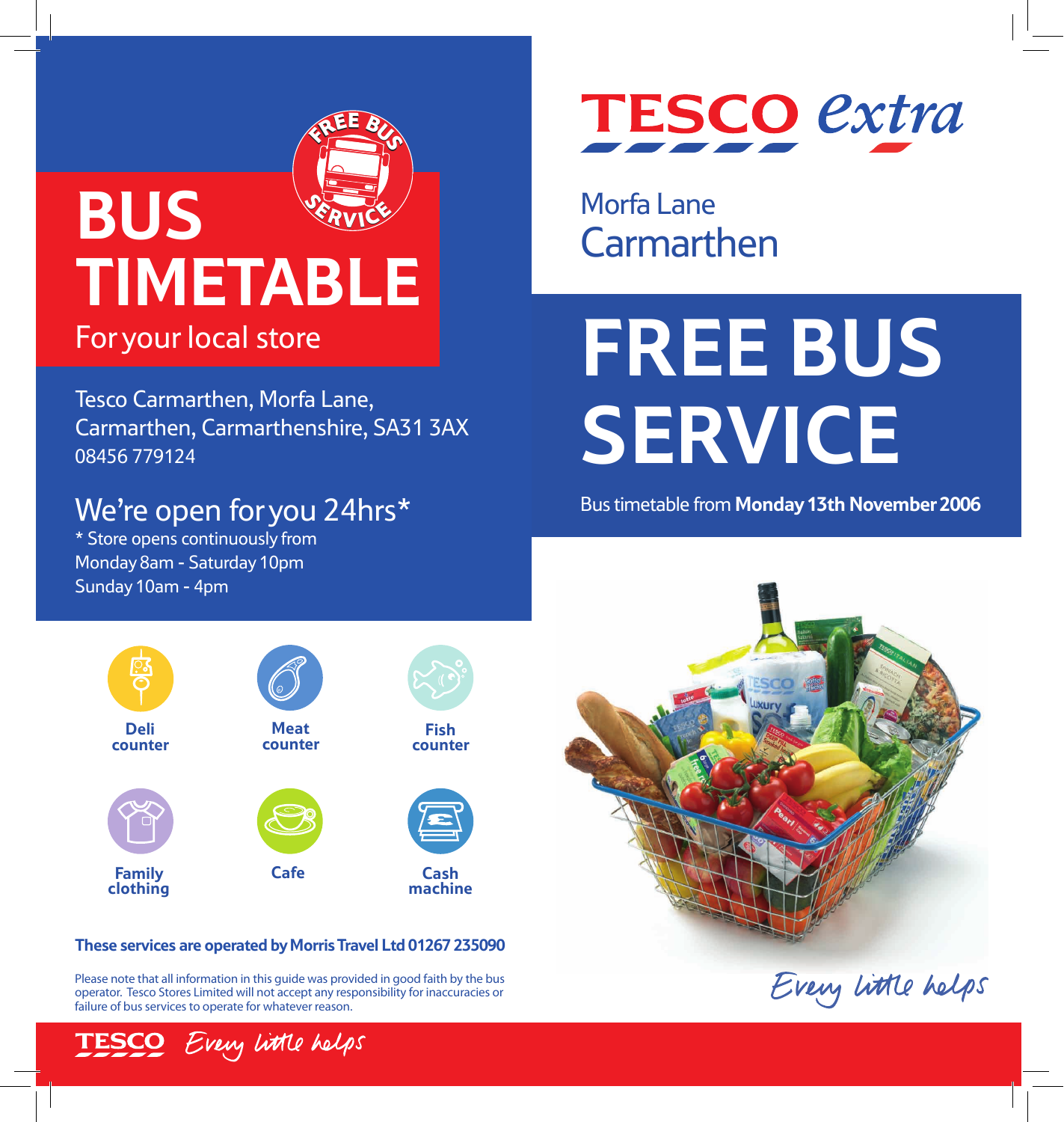# BUS TIMETABLE

For your local store

Tesco Carmarthen, Morfa Lane,
Carmarthen, Carmarthenshire, SA31 3AX
08456 779124

## We're open for you 24hrs*

\* Store opens continuously from
Monday 8am - Saturday 10pm
Sunday 10am - 4pm

- Deli counter
- Meat counter
- Fish counter
- Family clothing
- Cafe
- Cash machine

**These services are operated by Morris Travel Ltd 01267 235090**

Please note that all information in this guide was provided in good faith by the bus operator. Tesco Stores Limited will not accept any responsibility for inaccuracies or failure of bus services to operate for whatever reason.

TESCO Every little helps

# TESCO extra

Morfa Lane
Carmarthen

# FREE BUS SERVICE

Bus timetable from **Monday 13th November 2006**

Every little helps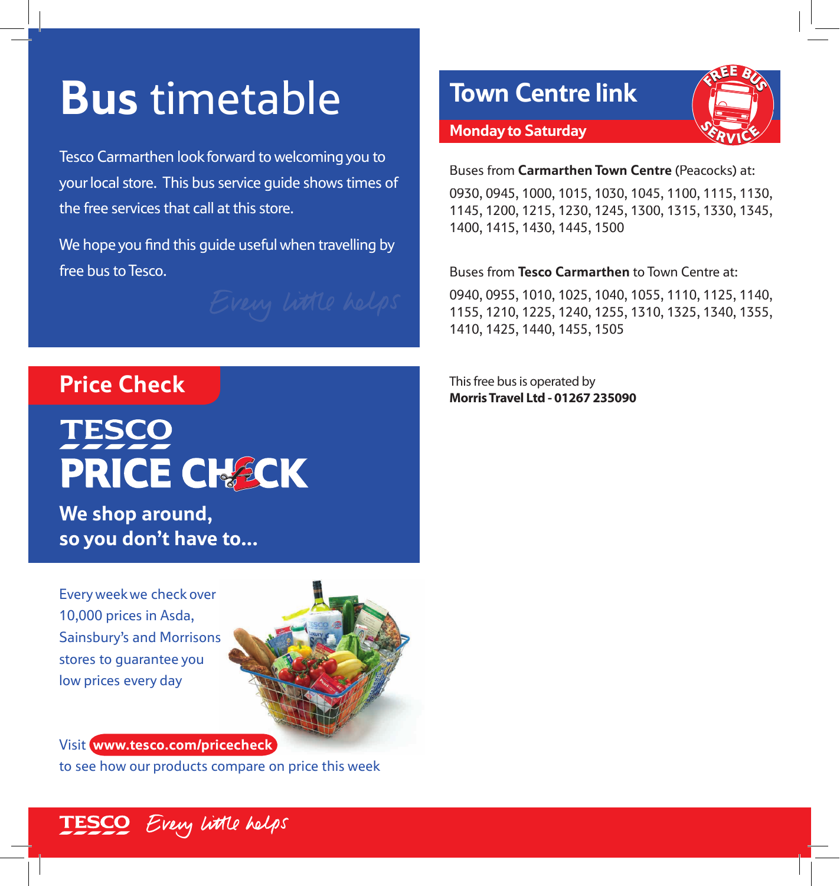# Bus timetable

Tesco Carmarthen look forward to welcoming you to your local store. This bus service guide shows times of the free services that call at this store.

We hope you find this guide useful when travelling by free bus to Tesco.

*Every little helps*

## Price Check

**TESCO PRICE CHECK**

**We shop around, so you don't have to...**

Every week we check over 10,000 prices in Asda, Sainsbury's and Morrisons stores to guarantee you low prices every day

Visit **www.tesco.com/pricecheck** to see how our products compare on price this week

## Town Centre link

**Monday to Saturday**

FREE BUS SERVICE

Buses from **Carmarthen Town Centre** (Peacocks) at:

0930, 0945, 1000, 1015, 1030, 1045, 1100, 1115, 1130, 1145, 1200, 1215, 1230, 1245, 1300, 1315, 1330, 1345, 1400, 1415, 1430, 1445, 1500

Buses from **Tesco Carmarthen** to Town Centre at:

0940, 0955, 1010, 1025, 1040, 1055, 1110, 1125, 1140, 1155, 1210, 1225, 1240, 1255, 1310, 1325, 1340, 1355, 1410, 1425, 1440, 1455, 1505

This free bus is operated by
**Morris Travel Ltd - 01267 235090**

TESCO *Every little helps*